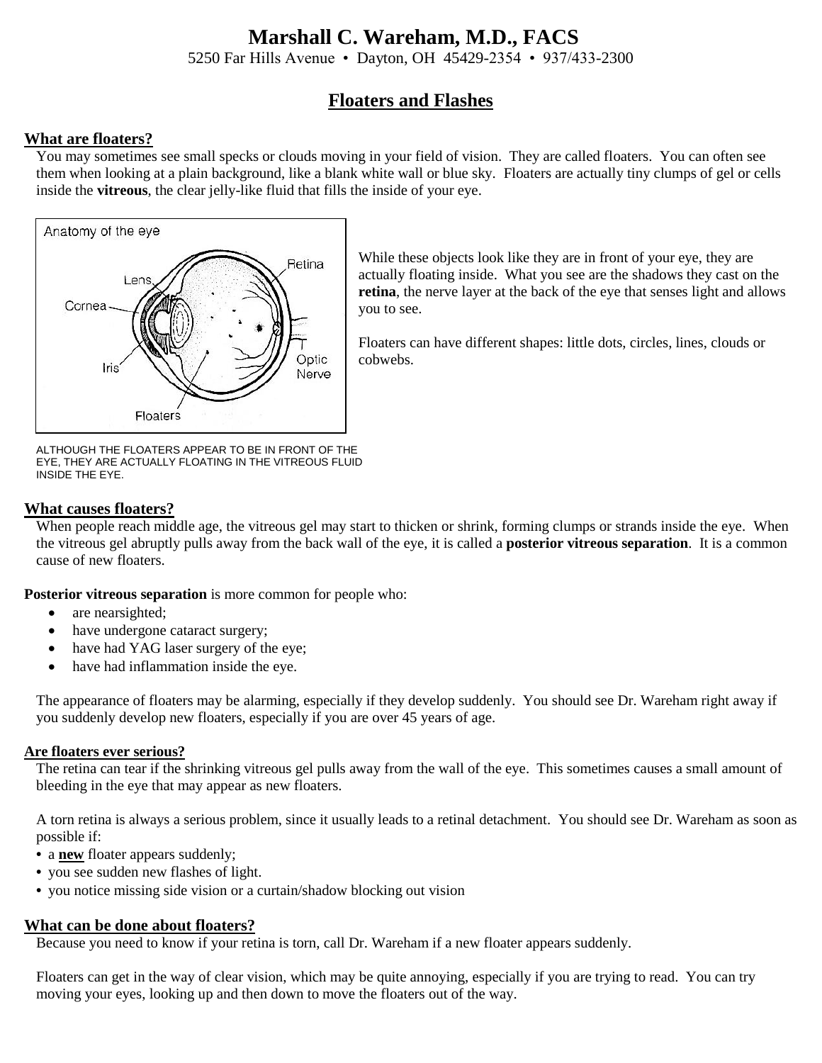# Marshall C. Wareham, M.D., FACS

5250 Far Hills Avenue • Dayton, OH 45429-2354 • 937/433-2300

## Floaters and Flashes

### What are floaters?

You may sometimes see small specks or clouds moving in your field of vision. They are called floaters. You can often see them when looking at a plain background, like a blank white wall or blue sky. Floaters are actually tiny clumps of gel or cells inside the **vitreous**, the clear jelly-like fluid that fills the inside of your eye.

While these objects look like they are in front of your eye, they are actually floating inside. What you see are the shadows they cast on the **retina**, the nerve layer at the back of the eye that senses light and allows you to see.

Floaters can have different shapes: little dots, circles, lines, clouds or cobwebs.

ALTHOUGH THE FLOATERS APPEAR TO BE IN FRONT OF THE EYE, THEY ARE ACTUALLY FLOATING IN THE VITREOUS FLUID INSIDE THE EYE.

### What causes floaters?

When people reach middle age, the vitreous gel may start to thicken or shrink, forming clumps or strands inside the eye. When the vitreous gel abruptly pulls away from the back wall of the eye, it is called a **posterior vitreous separation**. It is a common cause of new floaters.

**Posterior vitreous separation** is more common for people who:

- are nearsighted;
- have undergone cataract surgery;
- have had YAG laser surgery of the eye;
- have had inflammation inside the eye.

The appearance of floaters may be alarming, especially if they develop suddenly. You should see Dr. Wareham right away if you suddenly develop new floaters, especially if you are over 45 years of age.

### Are floaters ever serious?

The retina can tear if the shrinking vitreous gel pulls away from the wall of the eye. This sometimes causes a small amount of bleeding in the eye that may appear as new floaters.

A torn retina is always a serious problem, since it usually leads to a retinal detachment. You should see Dr. Wareham as soon as possible if:

- a **new** floater appears suddenly;
- you see sudden new flashes of light.
- you notice missing side vision or a curtain/shadow blocking out vision

### What can be done about floaters?

Because you need to know if your retina is torn, call Dr. Wareham if a new floater appears suddenly.

Floaters can get in the way of clear vision, which may be quite annoying, especially if you are trying to read. You can try moving your eyes, looking up and then down to move the floaters out of the way.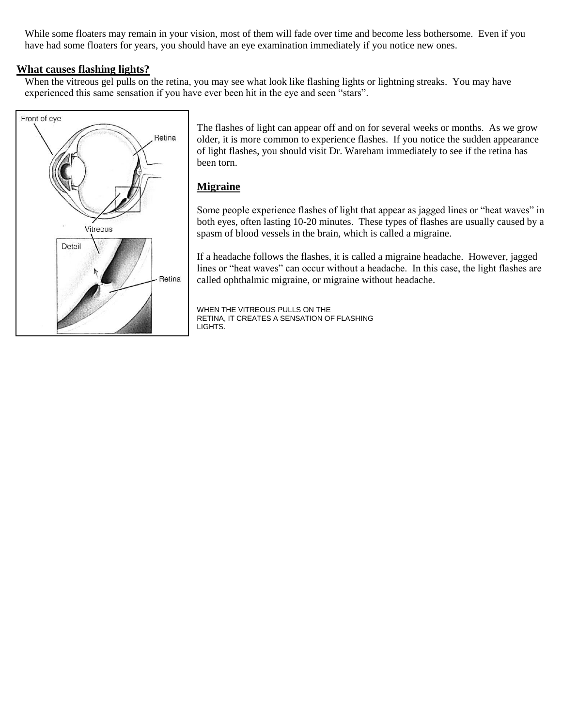While some floaters may remain in your vision, most of them will fade over time and become less bothersome. Even if you have had some floaters for years, you should have an eye examination immediately if you notice new ones.

## What causes flashing lights?

When the vitreous gel pulls on the retina, you may see what look like flashing lights or lightning streaks. You may have experienced this same sensation if you have ever been hit in the eye and seen "stars".

Front of eye

Retina

Vitreous

Detail

Retina

The flashes of light can appear off and on for several weeks or months. As we grow older, it is more common to experience flashes. If you notice the sudden appearance of light flashes, you should visit Dr. Wareham immediately to see if the retina has been torn.

## Migraine

Some people experience flashes of light that appear as jagged lines or "heat waves" in both eyes, often lasting 10-20 minutes. These types of flashes are usually caused by a spasm of blood vessels in the brain, which is called a migraine.

If a headache follows the flashes, it is called a migraine headache. However, jagged lines or "heat waves" can occur without a headache. In this case, the light flashes are called ophthalmic migraine, or migraine without headache.

WHEN THE VITREOUS PULLS ON THE RETINA, IT CREATES A SENSATION OF FLASHING LIGHTS.